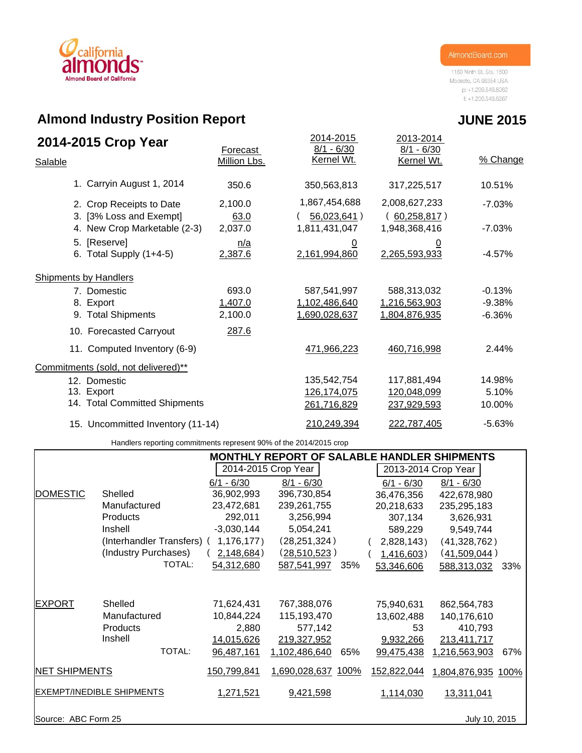california almonds
Almond Board of California

AlmondBoard.com
1150 Ninth St. Ste. 1500
Modesto, CA 95354 USA
p: +1.209.549.8262
f: +1.209.549.8267

# Almond Industry Position Report

**JUNE 2015**

## 2014-2015 Crop Year

| Salable | Forecast Million Lbs. | 2014-2015 8/1 - 6/30 Kernel Wt. | 2013-2014 8/1 - 6/30 Kernel Wt. | % Change |
|---|---|---|---|---|
| 1. Carryin August 1, 2014 | 350.6 | 350,563,813 | 317,225,517 | 10.51% |
| 2. Crop Receipts to Date | 2,100.0 | 1,867,454,688 | 2,008,627,233 | -7.03% |
| 3. [3% Loss and Exempt] | 63.0 | ( 56,023,641 ) | ( 60,258,817 ) | |
| 4. New Crop Marketable (2-3) | 2,037.0 | 1,811,431,047 | 1,948,368,416 | -7.03% |
| 5. [Reserve] | n/a | 0 | 0 | |
| 6. Total Supply (1+4-5) | 2,387.6 | 2,161,994,860 | 2,265,593,933 | -4.57% |
| **Shipments by Handlers** | | | | |
| 7. Domestic | 693.0 | 587,541,997 | 588,313,032 | -0.13% |
| 8. Export | 1,407.0 | 1,102,486,640 | 1,216,563,903 | -9.38% |
| 9. Total Shipments | 2,100.0 | 1,690,028,637 | 1,804,876,935 | -6.36% |
| 10. Forecasted Carryout | 287.6 | | | |
| 11. Computed Inventory (6-9) | | 471,966,223 | 460,716,998 | 2.44% |
| **Commitments (sold, not delivered)**** | | | | |
| 12. Domestic | | 135,542,754 | 117,881,494 | 14.98% |
| 13. Export | | 126,174,075 | 120,048,099 | 5.10% |
| 14. Total Committed Shipments | | 261,716,829 | 237,929,593 | 10.00% |
| 15. Uncommitted Inventory (11-14) | | 210,249,394 | 222,787,405 | -5.63% |

Handlers reporting commitments represent 90% of the 2014/2015 crop

### MONTHLY REPORT OF SALABLE HANDLER SHIPMENTS

| | | 2014-2015 Crop Year | | | 2013-2014 Crop Year | | |
|---|---|---|---|---|---|---|---|
| | | 6/1 - 6/30 | 8/1 - 6/30 | | 6/1 - 6/30 | 8/1 - 6/30 | |
| DOMESTIC | Shelled | 36,902,993 | 396,730,854 | | 36,476,356 | 422,678,980 | |
| | Manufactured | 23,472,681 | 239,261,755 | | 20,218,633 | 235,295,183 | |
| | Products | 292,011 | 3,256,994 | | 307,134 | 3,626,931 | |
| | Inshell | -3,030,144 | 5,054,241 | | 589,229 | 9,549,744 | |
| | (Interhandler Transfers) | ( 1,176,177) | (28,251,324) | | ( 2,828,143) | (41,328,762) | |
| | (Industry Purchases) | ( 2,148,684) | (28,510,523) | | ( 1,416,603) | (41,509,044) | |
| | TOTAL: | 54,312,680 | 587,541,997 | 35% | 53,346,606 | 588,313,032 | 33% |
| EXPORT | Shelled | 71,624,431 | 767,388,076 | | 75,940,631 | 862,564,783 | |
| | Manufactured | 10,844,224 | 115,193,470 | | 13,602,488 | 140,176,610 | |
| | Products | 2,880 | 577,142 | | 53 | 410,793 | |
| | Inshell | 14,015,626 | 219,327,952 | | 9,932,266 | 213,411,717 | |
| | TOTAL: | 96,487,161 | 1,102,486,640 | 65% | 99,475,438 | 1,216,563,903 | 67% |
| NET SHIPMENTS | | 150,799,841 | 1,690,028,637 | 100% | 152,822,044 | 1,804,876,935 | 100% |
| EXEMPT/INEDIBLE SHIPMENTS | | 1,271,521 | 9,421,598 | | 1,114,030 | 13,311,041 | |

Source: ABC Form 25

July 10, 2015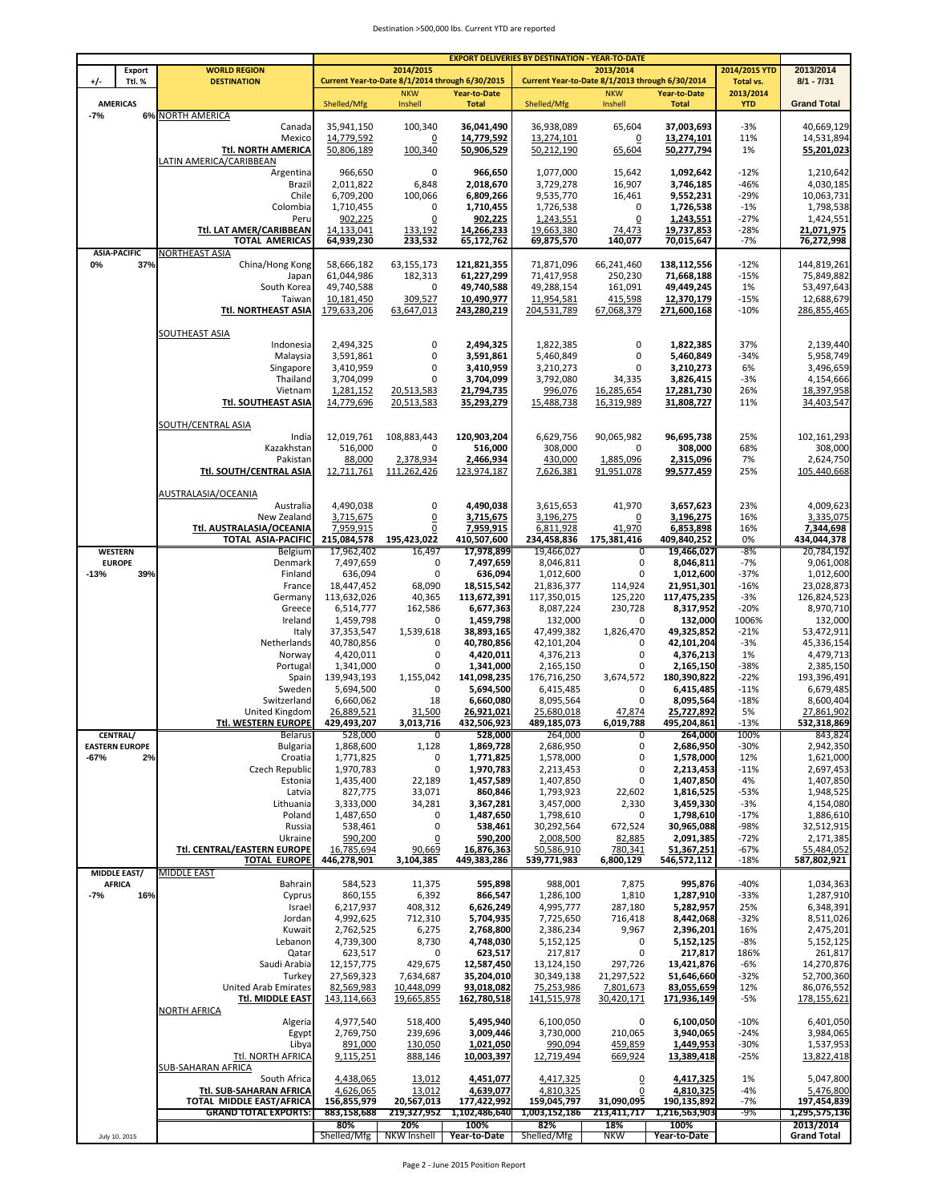Destination >500,000 lbs. Current YTD are reported

| +/- | Export Ttl. % | WORLD REGION DESTINATION | 2014/2015 Current Year-to-Date 8/1/2014 through 6/30/2015 Shelled/Mfg | NKW Inshell | Year-to-Date Total | 2013/2014 Current Year-to-Date 8/1/2013 through 6/30/2014 Shelled/Mfg | NKW Inshell | Year-to-Date Total | 2014/2015 YTD Total vs. 2013/2014 YTD | 2013/2014 8/1 - 7/31 Grand Total |
|---|---|---|---|---|---|---|---|---|---|---|
| **AMERICAS** | | | | | | | | | | |
| -7% | 6% | NORTH AMERICA | | | | | | | | |
| | | Canada | 35,941,150 | 100,340 | 36,041,490 | 36,938,089 | 65,604 | 37,003,693 | -3% | 40,669,129 |
| | | Mexico | 14,779,592 | 0 | 14,779,592 | 13,274,101 | 0 | 13,274,101 | 11% | 14,531,894 |
| | | **Ttl. NORTH AMERICA** | 50,806,189 | 100,340 | 50,906,529 | 50,212,190 | 65,604 | 50,277,794 | 1% | 55,201,023 |
| | | LATIN AMERICA/CARIBBEAN | | | | | | | | |
| | | Argentina | 966,650 | 0 | 966,650 | 1,077,000 | 15,642 | 1,092,642 | -12% | 1,210,642 |
| | | Brazil | 2,011,822 | 6,848 | 2,018,670 | 3,729,278 | 16,907 | 3,746,185 | -46% | 4,030,185 |
| | | Chile | 6,709,200 | 100,066 | 6,809,266 | 9,535,770 | 16,461 | 9,552,231 | -29% | 10,063,731 |
| | | Colombia | 1,710,455 | 0 | 1,710,455 | 1,726,538 | 0 | 1,726,538 | -1% | 1,798,538 |
| | | Peru | 902,225 | 0 | 902,225 | 1,243,551 | 0 | 1,243,551 | -27% | 1,424,551 |
| | | **Ttl. LAT AMER/CARIBBEAN** | 14,133,041 | 133,192 | 14,266,233 | 19,663,380 | 74,473 | 19,737,853 | -28% | 21,071,975 |
| | | **TOTAL AMERICAS** | 64,939,230 | 233,532 | 65,172,762 | 69,875,570 | 140,077 | 70,015,647 | -7% | 76,272,998 |
| **ASIA-PACIFIC** | | NORTHEAST ASIA | | | | | | | | |
| 0% | 37% | China/Hong Kong | 58,666,182 | 63,155,173 | 121,821,355 | 71,871,096 | 66,241,460 | 138,112,556 | -12% | 144,819,261 |
| | | Japan | 61,044,986 | 182,313 | 61,227,299 | 71,417,958 | 250,230 | 71,668,188 | -15% | 75,849,882 |
| | | South Korea | 49,740,588 | 0 | 49,740,588 | 49,288,154 | 161,091 | 49,449,245 | 1% | 53,497,643 |
| | | Taiwan | 10,181,450 | 309,527 | 10,490,977 | 11,954,581 | 415,598 | 12,370,179 | -15% | 12,688,679 |
| | | **Ttl. NORTHEAST ASIA** | 179,633,206 | 63,647,013 | 243,280,219 | 204,531,789 | 67,068,379 | 271,600,168 | -10% | 286,855,465 |
| | | SOUTHEAST ASIA | | | | | | | | |
| | | Indonesia | 2,494,325 | 0 | 2,494,325 | 1,822,385 | 0 | 1,822,385 | 37% | 2,139,440 |
| | | Malaysia | 3,591,861 | 0 | 3,591,861 | 5,460,849 | 0 | 5,460,849 | -34% | 5,958,749 |
| | | Singapore | 3,410,959 | 0 | 3,410,959 | 3,210,273 | 0 | 3,210,273 | 6% | 3,496,659 |
| | | Thailand | 3,704,099 | 0 | 3,704,099 | 3,792,080 | 34,335 | 3,826,415 | -3% | 4,154,666 |
| | | Vietnam | 1,281,152 | 20,513,583 | 21,794,735 | 996,076 | 16,285,654 | 17,281,730 | 26% | 18,397,958 |
| | | **Ttl. SOUTHEAST ASIA** | 14,779,696 | 20,513,583 | 35,293,279 | 15,488,738 | 16,319,989 | 31,808,727 | 11% | 34,403,547 |
| | | SOUTH/CENTRAL ASIA | | | | | | | | |
| | | India | 12,019,761 | 108,883,443 | 120,903,204 | 6,629,756 | 90,065,982 | 96,695,738 | 25% | 102,161,293 |
| | | Kazakhstan | 516,000 | 0 | 516,000 | 308,000 | 0 | 308,000 | 68% | 308,000 |
| | | Pakistan | 88,000 | 2,378,934 | 2,466,934 | 430,000 | 1,885,096 | 2,315,096 | 7% | 2,624,750 |
| | | **Ttl. SOUTH/CENTRAL ASIA** | 12,711,761 | 111,262,426 | 123,974,187 | 7,626,381 | 91,951,078 | 99,577,459 | 25% | 105,440,668 |
| | | AUSTRALASIA/OCEANIA | | | | | | | | |
| | | Australia | 4,490,038 | 0 | 4,490,038 | 3,615,653 | 41,970 | 3,657,623 | 23% | 4,009,623 |
| | | New Zealand | 3,715,675 | 0 | 3,715,675 | 3,196,275 | 0 | 3,196,275 | 16% | 3,335,075 |
| | | **Ttl. AUSTRALASIA/OCEANIA** | 7,959,915 | 0 | 7,959,915 | 6,811,928 | 41,970 | 6,853,898 | 16% | 7,344,698 |
| | | **TOTAL ASIA-PACIFIC** | 215,084,578 | 195,423,022 | 410,507,600 | 234,458,836 | 175,381,416 | 409,840,252 | 0% | 434,044,378 |
| **WESTERN EUROPE** | | Belgium | 17,962,402 | 16,497 | 17,978,899 | 19,466,027 | 0 | 19,466,027 | -8% | 20,784,192 |
| | | Denmark | 7,497,659 | 0 | 7,497,659 | 8,046,811 | 0 | 8,046,811 | -7% | 9,061,008 |
| -13% | 39% | Finland | 636,094 | 0 | 636,094 | 1,012,600 | 0 | 1,012,600 | -37% | 1,012,600 |
| | | France | 18,447,452 | 68,090 | 18,515,542 | 21,836,377 | 114,924 | 21,951,301 | -16% | 23,028,873 |
| | | Germany | 113,632,026 | 40,365 | 113,672,391 | 117,350,015 | 125,220 | 117,475,235 | -3% | 126,824,523 |
| | | Greece | 6,514,777 | 162,586 | 6,677,363 | 8,087,224 | 230,728 | 8,317,952 | -20% | 8,970,710 |
| | | Ireland | 1,459,798 | 0 | 1,459,798 | 132,000 | 0 | 132,000 | 1006% | 132,000 |
| | | Italy | 37,353,547 | 1,539,618 | 38,893,165 | 47,499,382 | 1,826,470 | 49,325,852 | -21% | 53,472,911 |
| | | Netherlands | 40,780,856 | 0 | 40,780,856 | 42,101,204 | 0 | 42,101,204 | -3% | 45,336,154 |
| | | Norway | 4,420,011 | 0 | 4,420,011 | 4,376,213 | 0 | 4,376,213 | 1% | 4,479,713 |
| | | Portugal | 1,341,000 | 0 | 1,341,000 | 2,165,150 | 0 | 2,165,150 | -38% | 2,385,150 |
| | | Spain | 139,943,193 | 1,155,042 | 141,098,235 | 176,716,250 | 3,674,572 | 180,390,822 | -22% | 193,396,491 |
| | | Sweden | 5,694,500 | 0 | 5,694,500 | 6,415,485 | 0 | 6,415,485 | -11% | 6,679,485 |
| | | Switzerland | 6,660,062 | 18 | 6,660,080 | 8,095,564 | 0 | 8,095,564 | -18% | 8,600,404 |
| | | United Kingdom | 26,889,521 | 31,500 | 26,921,021 | 25,680,018 | 47,874 | 25,727,892 | 5% | 27,861,902 |
| | | **Ttl. WESTERN EUROPE** | 429,493,207 | 3,013,716 | 432,506,923 | 489,185,073 | 6,019,788 | 495,204,861 | -13% | 532,318,869 |
| **CENTRAL/ EASTERN EUROPE** | | Belarus | 528,000 | 0 | 528,000 | 264,000 | 0 | 264,000 | 100% | 843,824 |
| | | Bulgaria | 1,868,600 | 1,128 | 1,869,728 | 2,686,950 | 0 | 2,686,950 | -30% | 2,942,350 |
| -67% | 2% | Croatia | 1,771,825 | 0 | 1,771,825 | 1,578,000 | 0 | 1,578,000 | 12% | 1,621,000 |
| | | Czech Republic | 1,970,783 | 0 | 1,970,783 | 2,213,453 | 0 | 2,213,453 | -11% | 2,697,453 |
| | | Estonia | 1,435,400 | 22,189 | 1,457,589 | 1,407,850 | 0 | 1,407,850 | 4% | 1,407,850 |
| | | Latvia | 827,775 | 33,071 | 860,846 | 1,793,923 | 22,602 | 1,816,525 | -53% | 1,948,525 |
| | | Lithuania | 3,333,000 | 34,281 | 3,367,281 | 3,457,000 | 2,330 | 3,459,330 | -3% | 4,154,080 |
| | | Poland | 1,487,650 | 0 | 1,487,650 | 1,798,610 | 0 | 1,798,610 | -17% | 1,886,610 |
| | | Russia | 538,461 | 0 | 538,461 | 30,292,564 | 672,524 | 30,965,088 | -98% | 32,512,915 |
| | | Ukraine | 590,200 | 0 | 590,200 | 2,008,500 | 82,885 | 2,091,385 | -72% | 2,171,385 |
| | | **Ttl. CENTRAL/EASTERN EUROPE** | 16,785,694 | 90,669 | 16,876,363 | 50,586,910 | 780,341 | 51,367,251 | -67% | 55,484,052 |
| | | **TOTAL EUROPE** | 446,278,901 | 3,104,385 | 449,383,286 | 539,771,983 | 6,800,129 | 546,572,112 | -18% | 587,802,921 |
| **MIDDLE EAST/ AFRICA** | | MIDDLE EAST | | | | | | | | |
| -7% | 16% | Bahrain | 584,523 | 11,375 | 595,898 | 988,001 | 7,875 | 995,876 | -40% | 1,034,363 |
| | | Cyprus | 860,155 | 6,392 | 866,547 | 1,286,100 | 1,810 | 1,287,910 | -33% | 1,287,910 |
| | | Israel | 6,217,937 | 408,312 | 6,626,249 | 4,995,777 | 287,180 | 5,282,957 | 25% | 6,348,391 |
| | | Jordan | 4,992,625 | 712,310 | 5,704,935 | 7,725,650 | 716,418 | 8,442,068 | -32% | 8,511,026 |
| | | Kuwait | 2,762,525 | 6,275 | 2,768,800 | 2,386,234 | 9,967 | 2,396,201 | 16% | 2,475,201 |
| | | Lebanon | 4,739,300 | 8,730 | 4,748,030 | 5,152,125 | 0 | 5,152,125 | -8% | 5,152,125 |
| | | Qatar | 623,517 | 0 | 623,517 | 217,817 | 0 | 217,817 | 186% | 261,817 |
| | | Saudi Arabia | 12,157,775 | 429,675 | 12,587,450 | 13,124,150 | 297,726 | 13,421,876 | -6% | 14,270,876 |
| | | Turkey | 27,569,323 | 7,634,687 | 35,204,010 | 30,349,138 | 21,297,522 | 51,646,660 | -32% | 52,700,360 |
| | | United Arab Emirates | 82,569,983 | 10,448,099 | 93,018,082 | 75,253,986 | 7,801,673 | 83,055,659 | 12% | 86,076,552 |
| | | **Ttl. MIDDLE EAST** | 143,114,663 | 19,665,855 | 162,780,518 | 141,515,978 | 30,420,171 | 171,936,149 | -5% | 178,155,621 |
| | | NORTH AFRICA | | | | | | | | |
| | | Algeria | 4,977,540 | 518,400 | 5,495,940 | 6,100,050 | 0 | 6,100,050 | -10% | 6,401,050 |
| | | Egypt | 2,769,750 | 239,696 | 3,009,446 | 3,730,000 | 210,065 | 3,940,065 | -24% | 3,984,065 |
| | | Libya | 891,000 | 130,050 | 1,021,050 | 990,094 | 459,859 | 1,449,953 | -30% | 1,537,953 |
| | | **Ttl. NORTH AFRICA** | 9,115,251 | 888,146 | 10,003,397 | 12,719,494 | 669,924 | 13,389,418 | -25% | 13,822,418 |
| | | SUB-SAHARAN AFRICA | | | | | | | | |
| | | South Africa | 4,438,065 | 13,012 | 4,451,077 | 4,417,325 | 0 | 4,417,325 | 1% | 5,047,800 |
| | | **Ttl. SUB-SAHARAN AFRICA** | 4,626,065 | 13,012 | 4,639,077 | 4,810,325 | 0 | 4,810,325 | -4% | 5,476,800 |
| | | **TOTAL MIDDLE EAST/AFRICA** | 156,855,979 | 20,567,013 | 177,422,992 | 159,045,797 | 31,090,095 | 190,135,892 | -7% | 197,454,839 |
| | | **GRAND TOTAL EXPORTS:** | 883,158,688 | 219,327,952 | 1,102,486,640 | 1,003,152,186 | 213,411,717 | 1,216,563,903 | -9% | 1,295,575,136 |
| | | | 80% | 20% | 100% | 82% | 18% | 100% | | 2013/2014 |
| | | | Shelled/Mfg | NKW Inshell | Year-to-Date | Shelled/Mfg | NKW | Year-to-Date | | Grand Total |

July 10, 2015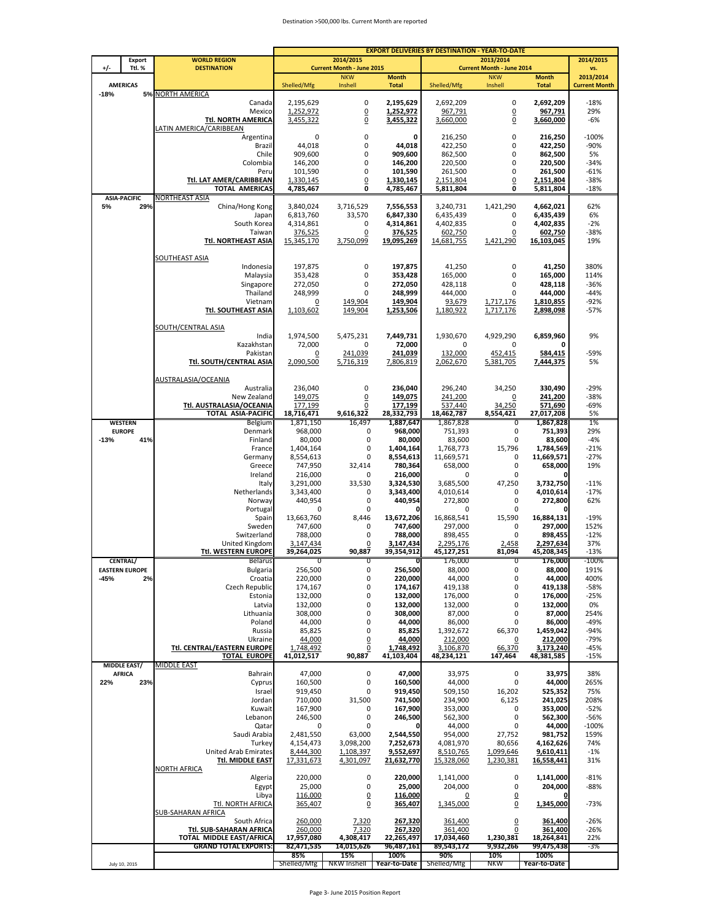Destination >500,000 lbs. Current Month are reported

| +/- | Export Ttl. % | WORLD REGION DESTINATION | EXPORT DELIVERIES BY DESTINATION - YEAR-TO-DATE | | | | | | 2014/2015 vs. 2013/2014 |
|---|---|---|---|---|---|---|---|---|---|
| | | | 2014/2015 Current Month - June 2015 | | | 2013/2014 Current Month - June 2014 | | | |
| | | | Shelled/Mfg | NKW Inshell | Month Total | Shelled/Mfg | NKW Inshell | Month Total | Current Month |
| AMERICAS | | | | | | | | | |
| -18% | 5% | NORTH AMERICA | | | | | | | |
| | | Canada | 2,195,629 | 0 | **2,195,629** | 2,692,209 | 0 | **2,692,209** | -18% |
| | | Mexico | 1,252,972 | 0 | **1,252,972** | 967,791 | 0 | **967,791** | 29% |
| | | **Ttl. NORTH AMERICA** | 3,455,322 | 0 | **3,455,322** | 3,660,000 | 0 | **3,660,000** | -6% |
| | | LATIN AMERICA/CARIBBEAN | | | | | | | |
| | | Argentina | 0 | 0 | **0** | 216,250 | 0 | **216,250** | -100% |
| | | Brazil | 44,018 | 0 | **44,018** | 422,250 | 0 | **422,250** | -90% |
| | | Chile | 909,600 | 0 | **909,600** | 862,500 | 0 | **862,500** | 5% |
| | | Colombia | 146,200 | 0 | **146,200** | 220,500 | 0 | **220,500** | -34% |
| | | Peru | 101,590 | 0 | **101,590** | 261,500 | 0 | **261,500** | -61% |
| | | **Ttl. LAT AMER/CARIBBEAN** | 1,330,145 | 0 | **1,330,145** | 2,151,804 | 0 | **2,151,804** | -38% |
| | | **TOTAL AMERICAS** | **4,785,467** | **0** | **4,785,467** | **5,811,804** | **0** | **5,811,804** | -18% |
| ASIA-PACIFIC | | NORTHEAST ASIA | | | | | | | |
| 5% | 29% | China/Hong Kong | 3,840,024 | 3,716,529 | **7,556,553** | 3,240,731 | 1,421,290 | **4,662,021** | 62% |
| | | Japan | 6,813,760 | 33,570 | **6,847,330** | 6,435,439 | 0 | **6,435,439** | 6% |
| | | South Korea | 4,314,861 | 0 | **4,314,861** | 4,402,835 | 0 | **4,402,835** | -2% |
| | | Taiwan | 376,525 | 0 | **376,525** | 602,750 | 0 | **602,750** | -38% |
| | | **Ttl. NORTHEAST ASIA** | 15,345,170 | 3,750,099 | **19,095,269** | 14,681,755 | 1,421,290 | **16,103,045** | 19% |
| | | SOUTHEAST ASIA | | | | | | | |
| | | Indonesia | 197,875 | 0 | **197,875** | 41,250 | 0 | **41,250** | 380% |
| | | Malaysia | 353,428 | 0 | **353,428** | 165,000 | 0 | **165,000** | 114% |
| | | Singapore | 272,050 | 0 | **272,050** | 428,118 | 0 | **428,118** | -36% |
| | | Thailand | 248,999 | 0 | **248,999** | 444,000 | 0 | **444,000** | -44% |
| | | Vietnam | 0 | 149,904 | **149,904** | 93,679 | 1,717,176 | **1,810,855** | -92% |
| | | **Ttl. SOUTHEAST ASIA** | 1,103,602 | 149,904 | **1,253,506** | 1,180,922 | 1,717,176 | **2,898,098** | -57% |
| | | SOUTH/CENTRAL ASIA | | | | | | | |
| | | India | 1,974,500 | 5,475,231 | **7,449,731** | 1,930,670 | 4,929,290 | **6,859,960** | 9% |
| | | Kazakhstan | 72,000 | 0 | **72,000** | 0 | 0 | **0** | |
| | | Pakistan | 0 | 241,039 | **241,039** | 132,000 | 452,415 | **584,415** | -59% |
| | | **Ttl. SOUTH/CENTRAL ASIA** | 2,090,500 | 5,716,319 | **7,806,819** | 2,062,670 | 5,381,705 | **7,444,375** | 5% |
| | | AUSTRALASIA/OCEANIA | | | | | | | |
| | | Australia | 236,040 | 0 | **236,040** | 296,240 | 34,250 | **330,490** | -29% |
| | | New Zealand | 149,075 | 0 | **149,075** | 241,200 | 0 | **241,200** | -38% |
| | | **Ttl. AUSTRALASIA/OCEANIA** | 177,199 | 0 | **177,199** | 537,440 | 34,250 | **571,690** | -69% |
| | | **TOTAL ASIA-PACIFIC** | **18,716,471** | **9,616,322** | **28,332,793** | **18,462,787** | **8,554,421** | **27,017,208** | 5% |
| WESTERN EUROPE | | Belgium | 1,871,150 | 16,497 | **1,887,647** | 1,867,828 | 0 | **1,867,828** | 1% |
| | | Denmark | 968,000 | 0 | **968,000** | 751,393 | 0 | **751,393** | 29% |
| -13% | 41% | Finland | 80,000 | 0 | **80,000** | 83,600 | 0 | **83,600** | -4% |
| | | France | 1,404,164 | 0 | **1,404,164** | 1,768,773 | 15,796 | **1,784,569** | -21% |
| | | Germany | 8,554,613 | 0 | **8,554,613** | 11,669,571 | 0 | **11,669,571** | -27% |
| | | Greece | 747,950 | 32,414 | **780,364** | 658,000 | 0 | **658,000** | 19% |
| | | Ireland | 216,000 | 0 | **216,000** | 0 | 0 | **0** | |
| | | Italy | 3,291,000 | 33,530 | **3,324,530** | 3,685,500 | 47,250 | **3,732,750** | -11% |
| | | Netherlands | 3,343,400 | 0 | **3,343,400** | 4,010,614 | 0 | **4,010,614** | -17% |
| | | Norway | 440,954 | 0 | **440,954** | 272,800 | 0 | **272,800** | 62% |
| | | Portugal | 0 | 0 | **0** | 0 | 0 | **0** | |
| | | Spain | 13,663,760 | 8,446 | **13,672,206** | 16,868,541 | 15,590 | **16,884,131** | -19% |
| | | Sweden | 747,600 | 0 | **747,600** | 297,000 | 0 | **297,000** | 152% |
| | | Switzerland | 788,000 | 0 | **788,000** | 898,455 | 0 | **898,455** | -12% |
| | | United Kingdom | 3,147,434 | 0 | **3,147,434** | 2,295,176 | 2,458 | **2,297,634** | 37% |
| | | **Ttl. WESTERN EUROPE** | **39,264,025** | **90,887** | **39,354,912** | **45,127,251** | **81,094** | **45,208,345** | -13% |
| CENTRAL/ EASTERN EUROPE | | Belarus | 0 | 0 | **0** | 176,000 | 0 | **176,000** | -100% |
| | | Bulgaria | 256,500 | 0 | **256,500** | 88,000 | 0 | **88,000** | 191% |
| -45% | 2% | Croatia | 220,000 | 0 | **220,000** | 44,000 | 0 | **44,000** | 400% |
| | | Czech Republic | 174,167 | 0 | **174,167** | 419,138 | 0 | **419,138** | -58% |
| | | Estonia | 132,000 | 0 | **132,000** | 176,000 | 0 | **176,000** | -25% |
| | | Latvia | 132,000 | 0 | **132,000** | 132,000 | 0 | **132,000** | 0% |
| | | Lithuania | 308,000 | 0 | **308,000** | 87,000 | 0 | **87,000** | 254% |
| | | Poland | 44,000 | 0 | **44,000** | 86,000 | 0 | **86,000** | -49% |
| | | Russia | 85,825 | 0 | **85,825** | 1,392,672 | 66,370 | **1,459,042** | -94% |
| | | Ukraine | 44,000 | 0 | **44,000** | 212,000 | 0 | **212,000** | -79% |
| | | **Ttl. CENTRAL/EASTERN EUROPE** | 1,748,492 | 0 | **1,748,492** | 3,106,870 | 66,370 | **3,173,240** | -45% |
| | | **TOTAL EUROPE** | **41,012,517** | **90,887** | **41,103,404** | **48,234,121** | **147,464** | **48,381,585** | -15% |
| MIDDLE EAST/ AFRICA | | MIDDLE EAST | | | | | | | |
| 22% | 23% | Bahrain | 47,000 | 0 | **47,000** | 33,975 | 0 | **33,975** | 38% |
| | | Cyprus | 160,500 | 0 | **160,500** | 44,000 | 0 | **44,000** | 265% |
| | | Israel | 919,450 | 0 | **919,450** | 509,150 | 16,202 | **525,352** | 75% |
| | | Jordan | 710,000 | 31,500 | **741,500** | 234,900 | 6,125 | **241,025** | 208% |
| | | Kuwait | 167,900 | 0 | **167,900** | 353,000 | 0 | **353,000** | -52% |
| | | Lebanon | 246,500 | 0 | **246,500** | 562,300 | 0 | **562,300** | -56% |
| | | Qatar | 0 | 0 | **0** | 44,000 | 0 | **44,000** | -100% |
| | | Saudi Arabia | 2,481,550 | 63,000 | **2,544,550** | 954,000 | 27,752 | **981,752** | 159% |
| | | Turkey | 4,154,473 | 3,098,200 | **7,252,673** | 4,081,970 | 80,656 | **4,162,626** | 74% |
| | | United Arab Emirates | 8,444,300 | 1,108,397 | **9,552,697** | 8,510,765 | 1,099,646 | **9,610,411** | -1% |
| | | **Ttl. MIDDLE EAST** | 17,331,673 | 4,301,097 | **21,632,770** | 15,328,060 | 1,230,381 | **16,558,441** | 31% |
| | | NORTH AFRICA | | | | | | | |
| | | Algeria | 220,000 | 0 | **220,000** | 1,141,000 | 0 | **1,141,000** | -81% |
| | | Egypt | 25,000 | 0 | **25,000** | 204,000 | 0 | **204,000** | -88% |
| | | Libya | 116,000 | 0 | **116,000** | 0 | 0 | **0** | |
| | | Ttl. NORTH AFRICA | 365,407 | 0 | **365,407** | 1,345,000 | 0 | **1,345,000** | -73% |
| | | SUB-SAHARAN AFRICA | | | | | | | |
| | | South Africa | 260,000 | 7,320 | **267,320** | 361,400 | 0 | **361,400** | -26% |
| | | **Ttl. SUB-SAHARAN AFRICA** | 260,000 | 7,320 | **267,320** | 361,400 | 0 | **361,400** | -26% |
| | | **TOTAL MIDDLE EAST/AFRICA** | **17,957,080** | **4,308,417** | **22,265,497** | **17,034,460** | **1,230,381** | **18,264,841** | 22% |
| | | **GRAND TOTAL EXPORTS:** | **82,471,535** | **14,015,626** | **96,487,161** | **89,543,172** | **9,932,266** | **99,475,438** | -3% |
| | | | **85%** | **15%** | **100%** | **90%** | **10%** | **100%** | |
| July 10, 2015 | | | Shelled/Mfg | NKW Inshell | Year-to-Date | Shelled/Mfg | NKW | Year-to-Date | |

Page 3- June 2015 Position Report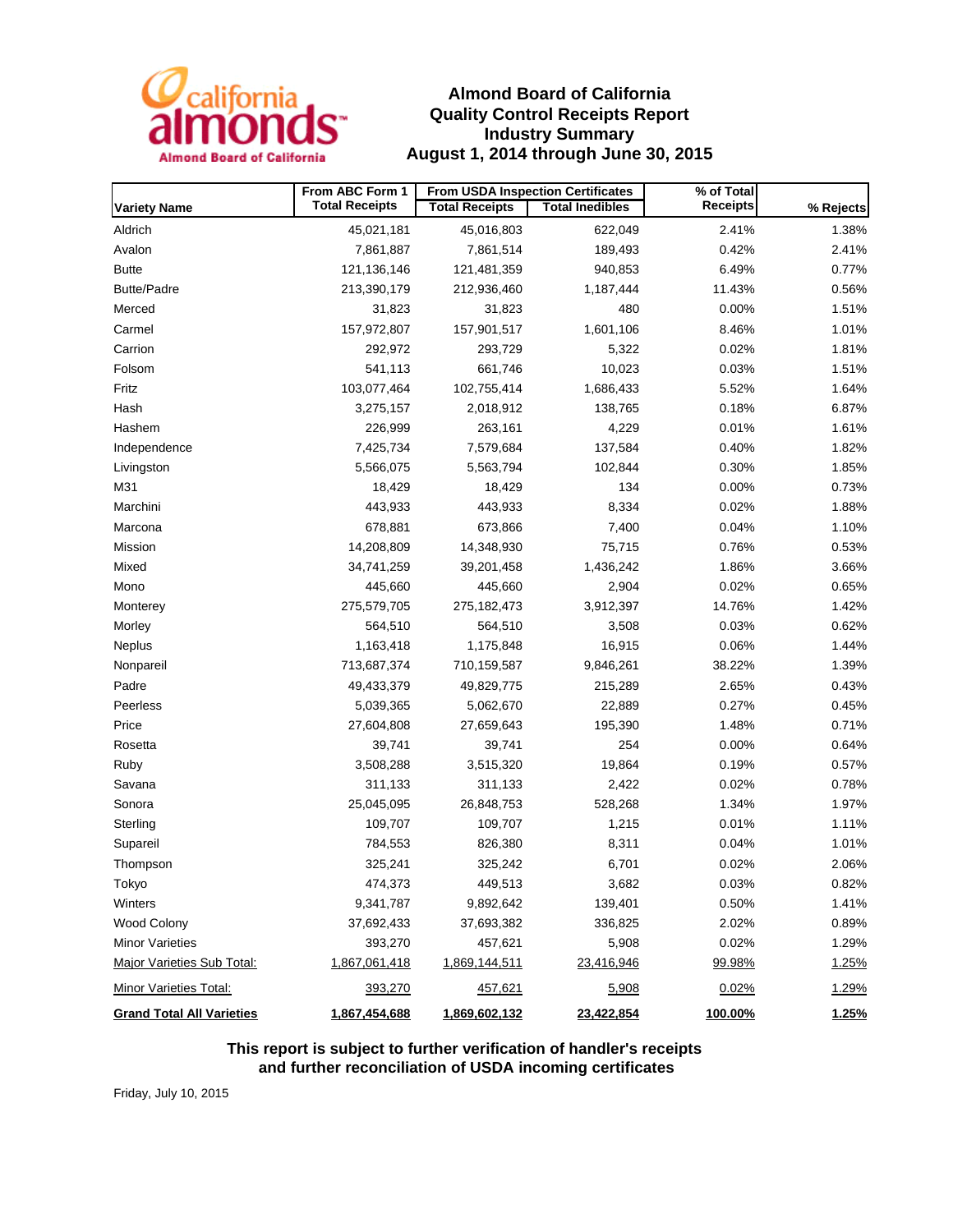# Almond Board of California
## Quality Control Receipts Report
## Industry Summary
## August 1, 2014 through June 30, 2015

| Variety Name | From ABC Form 1 Total Receipts | From USDA Inspection Certificates Total Receipts | From USDA Inspection Certificates Total Inedibles | % of Total Receipts | % Rejects |
|---|---|---|---|---|---|
| Aldrich | 45,021,181 | 45,016,803 | 622,049 | 2.41% | 1.38% |
| Avalon | 7,861,887 | 7,861,514 | 189,493 | 0.42% | 2.41% |
| Butte | 121,136,146 | 121,481,359 | 940,853 | 6.49% | 0.77% |
| Butte/Padre | 213,390,179 | 212,936,460 | 1,187,444 | 11.43% | 0.56% |
| Merced | 31,823 | 31,823 | 480 | 0.00% | 1.51% |
| Carmel | 157,972,807 | 157,901,517 | 1,601,106 | 8.46% | 1.01% |
| Carrion | 292,972 | 293,729 | 5,322 | 0.02% | 1.81% |
| Folsom | 541,113 | 661,746 | 10,023 | 0.03% | 1.51% |
| Fritz | 103,077,464 | 102,755,414 | 1,686,433 | 5.52% | 1.64% |
| Hash | 3,275,157 | 2,018,912 | 138,765 | 0.18% | 6.87% |
| Hashem | 226,999 | 263,161 | 4,229 | 0.01% | 1.61% |
| Independence | 7,425,734 | 7,579,684 | 137,584 | 0.40% | 1.82% |
| Livingston | 5,566,075 | 5,563,794 | 102,844 | 0.30% | 1.85% |
| M31 | 18,429 | 18,429 | 134 | 0.00% | 0.73% |
| Marchini | 443,933 | 443,933 | 8,334 | 0.02% | 1.88% |
| Marcona | 678,881 | 673,866 | 7,400 | 0.04% | 1.10% |
| Mission | 14,208,809 | 14,348,930 | 75,715 | 0.76% | 0.53% |
| Mixed | 34,741,259 | 39,201,458 | 1,436,242 | 1.86% | 3.66% |
| Mono | 445,660 | 445,660 | 2,904 | 0.02% | 0.65% |
| Monterey | 275,579,705 | 275,182,473 | 3,912,397 | 14.76% | 1.42% |
| Morley | 564,510 | 564,510 | 3,508 | 0.03% | 0.62% |
| Neplus | 1,163,418 | 1,175,848 | 16,915 | 0.06% | 1.44% |
| Nonpareil | 713,687,374 | 710,159,587 | 9,846,261 | 38.22% | 1.39% |
| Padre | 49,433,379 | 49,829,775 | 215,289 | 2.65% | 0.43% |
| Peerless | 5,039,365 | 5,062,670 | 22,889 | 0.27% | 0.45% |
| Price | 27,604,808 | 27,659,643 | 195,390 | 1.48% | 0.71% |
| Rosetta | 39,741 | 39,741 | 254 | 0.00% | 0.64% |
| Ruby | 3,508,288 | 3,515,320 | 19,864 | 0.19% | 0.57% |
| Savana | 311,133 | 311,133 | 2,422 | 0.02% | 0.78% |
| Sonora | 25,045,095 | 26,848,753 | 528,268 | 1.34% | 1.97% |
| Sterling | 109,707 | 109,707 | 1,215 | 0.01% | 1.11% |
| Supareil | 784,553 | 826,380 | 8,311 | 0.04% | 1.01% |
| Thompson | 325,241 | 325,242 | 6,701 | 0.02% | 2.06% |
| Tokyo | 474,373 | 449,513 | 3,682 | 0.03% | 0.82% |
| Winters | 9,341,787 | 9,892,642 | 139,401 | 0.50% | 1.41% |
| Wood Colony | 37,692,433 | 37,693,382 | 336,825 | 2.02% | 0.89% |
| Minor Varieties | 393,270 | 457,621 | 5,908 | 0.02% | 1.29% |
| Major Varieties Sub Total: | 1,867,061,418 | 1,869,144,511 | 23,416,946 | 99.98% | 1.25% |
| Minor Varieties Total: | 393,270 | 457,621 | 5,908 | 0.02% | 1.29% |
| **Grand Total All Varieties** | **1,867,454,688** | **1,869,602,132** | **23,422,854** | **100.00%** | **1.25%** |

**This report is subject to further verification of handler's receipts and further reconciliation of USDA incoming certificates**

Friday, July 10, 2015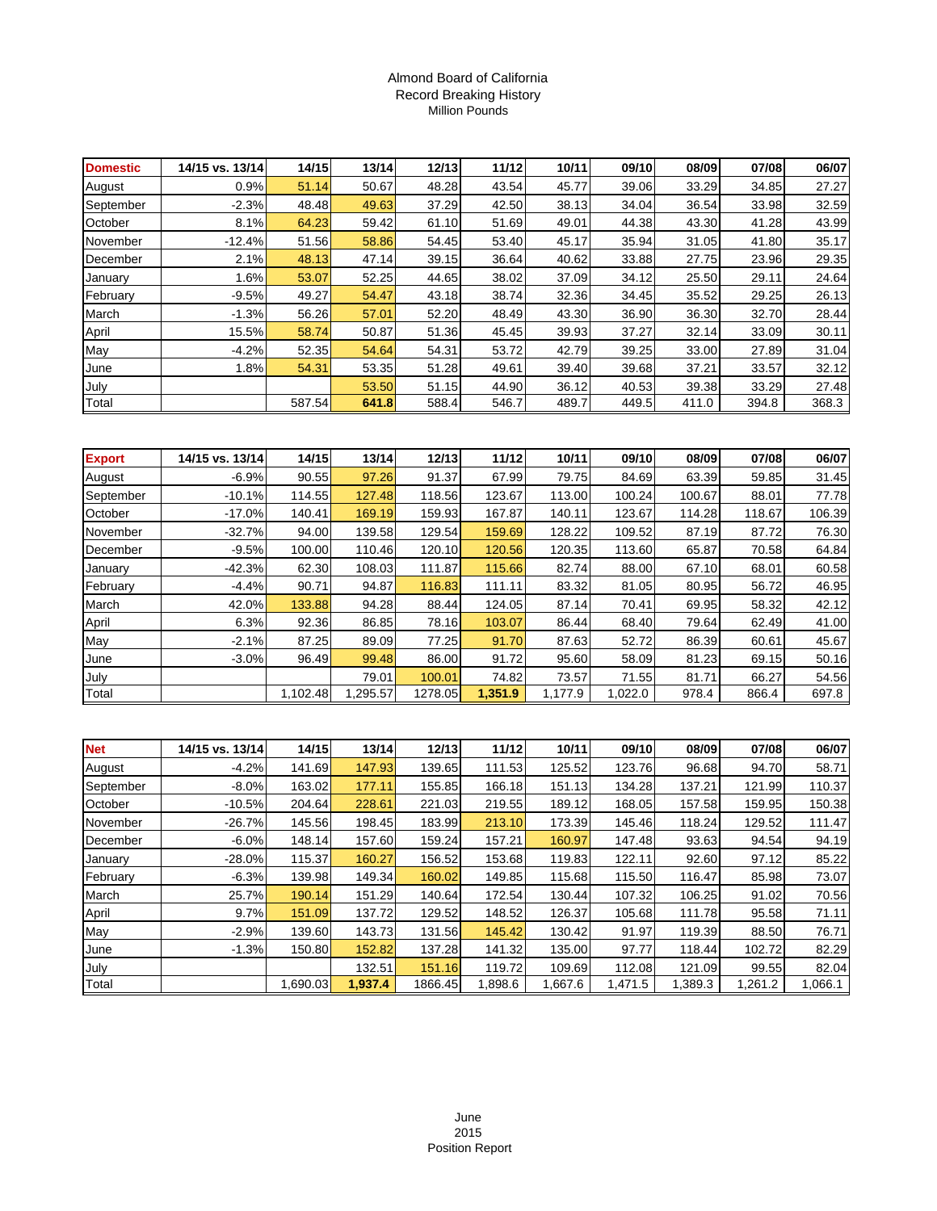Almond Board of California
Record Breaking History
Million Pounds

| Domestic | 14/15 vs. 13/14 | 14/15 | 13/14 | 12/13 | 11/12 | 10/11 | 09/10 | 08/09 | 07/08 | 06/07 |
|---|---|---|---|---|---|---|---|---|---|---|
| August | 0.9% | 51.14 | 50.67 | 48.28 | 43.54 | 45.77 | 39.06 | 33.29 | 34.85 | 27.27 |
| September | -2.3% | 48.48 | 49.63 | 37.29 | 42.50 | 38.13 | 34.04 | 36.54 | 33.98 | 32.59 |
| October | 8.1% | 64.23 | 59.42 | 61.10 | 51.69 | 49.01 | 44.38 | 43.30 | 41.28 | 43.99 |
| November | -12.4% | 51.56 | 58.86 | 54.45 | 53.40 | 45.17 | 35.94 | 31.05 | 41.80 | 35.17 |
| December | 2.1% | 48.13 | 47.14 | 39.15 | 36.64 | 40.62 | 33.88 | 27.75 | 23.96 | 29.35 |
| January | 1.6% | 53.07 | 52.25 | 44.65 | 38.02 | 37.09 | 34.12 | 25.50 | 29.11 | 24.64 |
| February | -9.5% | 49.27 | 54.47 | 43.18 | 38.74 | 32.36 | 34.45 | 35.52 | 29.25 | 26.13 |
| March | -1.3% | 56.26 | 57.01 | 52.20 | 48.49 | 43.30 | 36.90 | 36.30 | 32.70 | 28.44 |
| April | 15.5% | 58.74 | 50.87 | 51.36 | 45.45 | 39.93 | 37.27 | 32.14 | 33.09 | 30.11 |
| May | -4.2% | 52.35 | 54.64 | 54.31 | 53.72 | 42.79 | 39.25 | 33.00 | 27.89 | 31.04 |
| June | 1.8% | 54.31 | 53.35 | 51.28 | 49.61 | 39.40 | 39.68 | 37.21 | 33.57 | 32.12 |
| July | | | 53.50 | 51.15 | 44.90 | 36.12 | 40.53 | 39.38 | 33.29 | 27.48 |
| Total | | 587.54 | **641.8** | 588.4 | 546.7 | 489.7 | 449.5 | 411.0 | 394.8 | 368.3 |

| Export | 14/15 vs. 13/14 | 14/15 | 13/14 | 12/13 | 11/12 | 10/11 | 09/10 | 08/09 | 07/08 | 06/07 |
|---|---|---|---|---|---|---|---|---|---|---|
| August | -6.9% | 90.55 | 97.26 | 91.37 | 67.99 | 79.75 | 84.69 | 63.39 | 59.85 | 31.45 |
| September | -10.1% | 114.55 | 127.48 | 118.56 | 123.67 | 113.00 | 100.24 | 100.67 | 88.01 | 77.78 |
| October | -17.0% | 140.41 | 169.19 | 159.93 | 167.87 | 140.11 | 123.67 | 114.28 | 118.67 | 106.39 |
| November | -32.7% | 94.00 | 139.58 | 129.54 | 159.69 | 128.22 | 109.52 | 87.19 | 87.72 | 76.30 |
| December | -9.5% | 100.00 | 110.46 | 120.10 | 120.56 | 120.35 | 113.60 | 65.87 | 70.58 | 64.84 |
| January | -42.3% | 62.30 | 108.03 | 111.87 | 115.66 | 82.74 | 88.00 | 67.10 | 68.01 | 60.58 |
| February | -4.4% | 90.71 | 94.87 | 116.83 | 111.11 | 83.32 | 81.05 | 80.95 | 56.72 | 46.95 |
| March | 42.0% | 133.88 | 94.28 | 88.44 | 124.05 | 87.14 | 70.41 | 69.95 | 58.32 | 42.12 |
| April | 6.3% | 92.36 | 86.85 | 78.16 | 103.07 | 86.44 | 68.40 | 79.64 | 62.49 | 41.00 |
| May | -2.1% | 87.25 | 89.09 | 77.25 | 91.70 | 87.63 | 52.72 | 86.39 | 60.61 | 45.67 |
| June | -3.0% | 96.49 | 99.48 | 86.00 | 91.72 | 95.60 | 58.09 | 81.23 | 69.15 | 50.16 |
| July | | | 79.01 | 100.01 | 74.82 | 73.57 | 71.55 | 81.71 | 66.27 | 54.56 |
| Total | | 1,102.48 | 1,295.57 | 1278.05 | **1,351.9** | 1,177.9 | 1,022.0 | 978.4 | 866.4 | 697.8 |

| Net | 14/15 vs. 13/14 | 14/15 | 13/14 | 12/13 | 11/12 | 10/11 | 09/10 | 08/09 | 07/08 | 06/07 |
|---|---|---|---|---|---|---|---|---|---|---|
| August | -4.2% | 141.69 | 147.93 | 139.65 | 111.53 | 125.52 | 123.76 | 96.68 | 94.70 | 58.71 |
| September | -8.0% | 163.02 | 177.11 | 155.85 | 166.18 | 151.13 | 134.28 | 137.21 | 121.99 | 110.37 |
| October | -10.5% | 204.64 | 228.61 | 221.03 | 219.55 | 189.12 | 168.05 | 157.58 | 159.95 | 150.38 |
| November | -26.7% | 145.56 | 198.45 | 183.99 | 213.10 | 173.39 | 145.46 | 118.24 | 129.52 | 111.47 |
| December | -6.0% | 148.14 | 157.60 | 159.24 | 157.21 | 160.97 | 147.48 | 93.63 | 94.54 | 94.19 |
| January | -28.0% | 115.37 | 160.27 | 156.52 | 153.68 | 119.83 | 122.11 | 92.60 | 97.12 | 85.22 |
| February | -6.3% | 139.98 | 149.34 | 160.02 | 149.85 | 115.68 | 115.50 | 116.47 | 85.98 | 73.07 |
| March | 25.7% | 190.14 | 151.29 | 140.64 | 172.54 | 130.44 | 107.32 | 106.25 | 91.02 | 70.56 |
| April | 9.7% | 151.09 | 137.72 | 129.52 | 148.52 | 126.37 | 105.68 | 111.78 | 95.58 | 71.11 |
| May | -2.9% | 139.60 | 143.73 | 131.56 | 145.42 | 130.42 | 91.97 | 119.39 | 88.50 | 76.71 |
| June | -1.3% | 150.80 | 152.82 | 137.28 | 141.32 | 135.00 | 97.77 | 118.44 | 102.72 | 82.29 |
| July | | | 132.51 | 151.16 | 119.72 | 109.69 | 112.08 | 121.09 | 99.55 | 82.04 |
| Total | | 1,690.03 | **1,937.4** | 1866.45 | 1,898.6 | 1,667.6 | 1,471.5 | 1,389.3 | 1,261.2 | 1,066.1 |

June
2015
Position Report